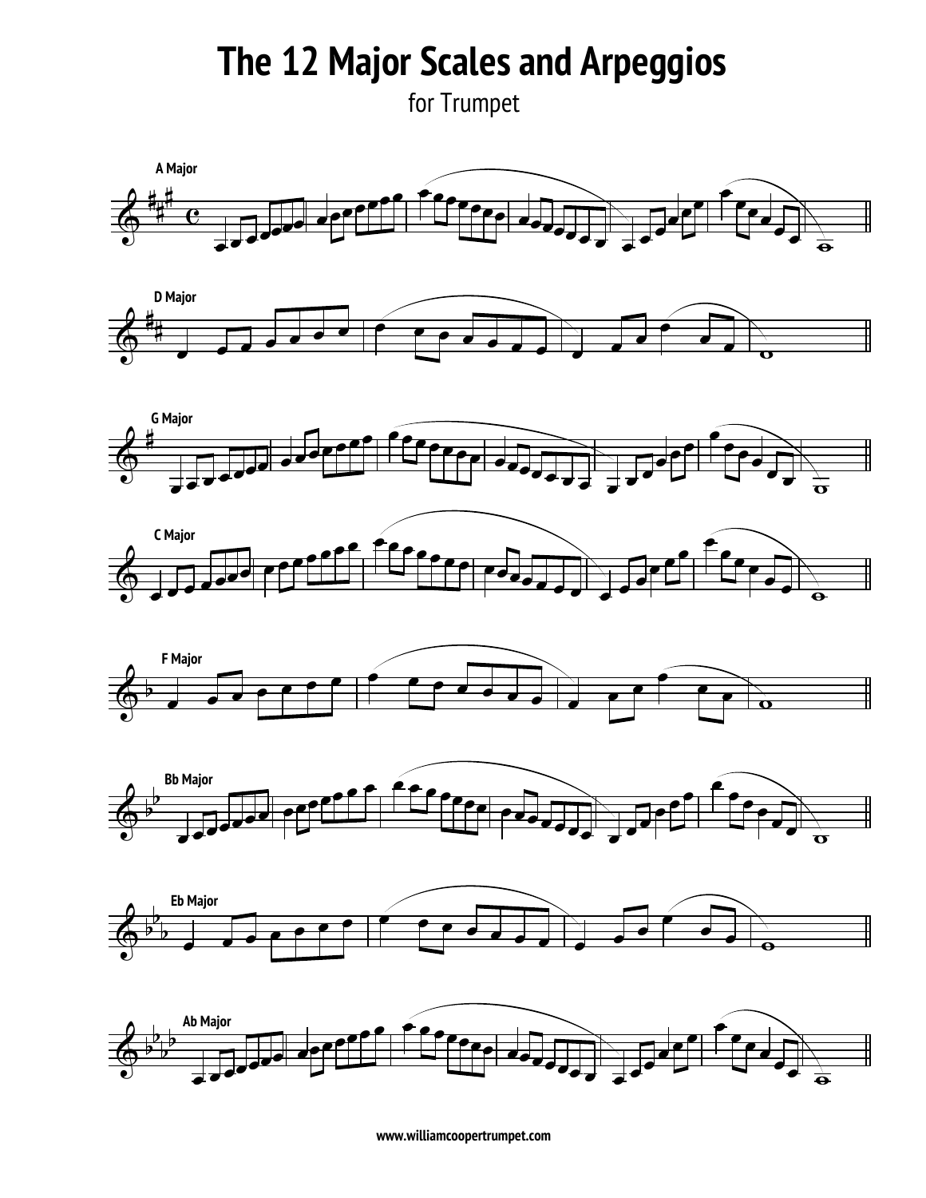# The 12 Major Scales and Arpeggios

for Trumpet

**A Major**

**D Major**

**G Major**

**C Major**

**F Major**

**Bb Major**

**Eb Major**

**Ab Major**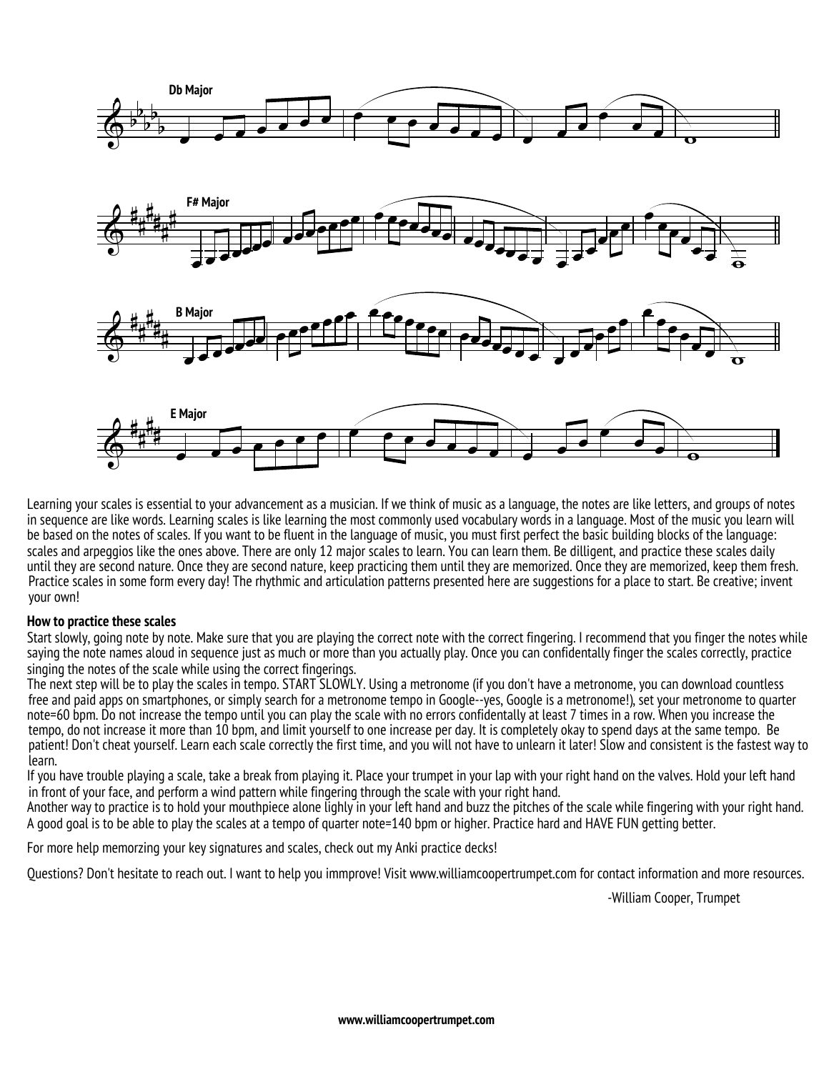Db Major

F# Major

B Major

E Major

Learning your scales is essential to your advancement as a musician. If we think of music as a language, the notes are like letters, and groups of notes in sequence are like words. Learning scales is like learning the most commonly used vocabulary words in a language. Most of the music you learn will be based on the notes of scales. If you want to be fluent in the language of music, you must first perfect the basic building blocks of the language: scales and arpeggios like the ones above. There are only 12 major scales to learn. You can learn them. Be dilligent, and practice these scales daily until they are second nature. Once they are second nature, keep practicing them until they are memorized. Once they are memorized, keep them fresh. Practice scales in some form every day! The rhythmic and articulation patterns presented here are suggestions for a place to start. Be creative; invent your own!

**How to practice these scales**

Start slowly, going note by note. Make sure that you are playing the correct note with the correct fingering. I recommend that you finger the notes while saying the note names aloud in sequence just as much or more than you actually play. Once you can confidentally finger the scales correctly, practice singing the notes of the scale while using the correct fingerings.

The next step will be to play the scales in tempo. START SLOWLY. Using a metronome (if you don't have a metronome, you can download countless free and paid apps on smartphones, or simply search for a metronome tempo in Google--yes, Google is a metronome!), set your metronome to quarter note=60 bpm. Do not increase the tempo until you can play the scale with no errors confidentally at least 7 times in a row. When you increase the tempo, do not increase it more than 10 bpm, and limit yourself to one increase per day. It is completely okay to spend days at the same tempo. Be patient! Don't cheat yourself. Learn each scale correctly the first time, and you will not have to unlearn it later! Slow and consistent is the fastest way to learn.

If you have trouble playing a scale, take a break from playing it. Place your trumpet in your lap with your right hand on the valves. Hold your left hand in front of your face, and perform a wind pattern while fingering through the scale with your right hand.

Another way to practice is to hold your mouthpiece alone lighly in your left hand and buzz the pitches of the scale while fingering with your right hand.

A good goal is to be able to play the scales at a tempo of quarter note=140 bpm or higher. Practice hard and HAVE FUN getting better.

For more help memorzing your key signatures and scales, check out my Anki practice decks!

Questions? Don't hesitate to reach out. I want to help you immprove! Visit www.williamcoopertrumpet.com for contact information and more resources.

-William Cooper, Trumpet